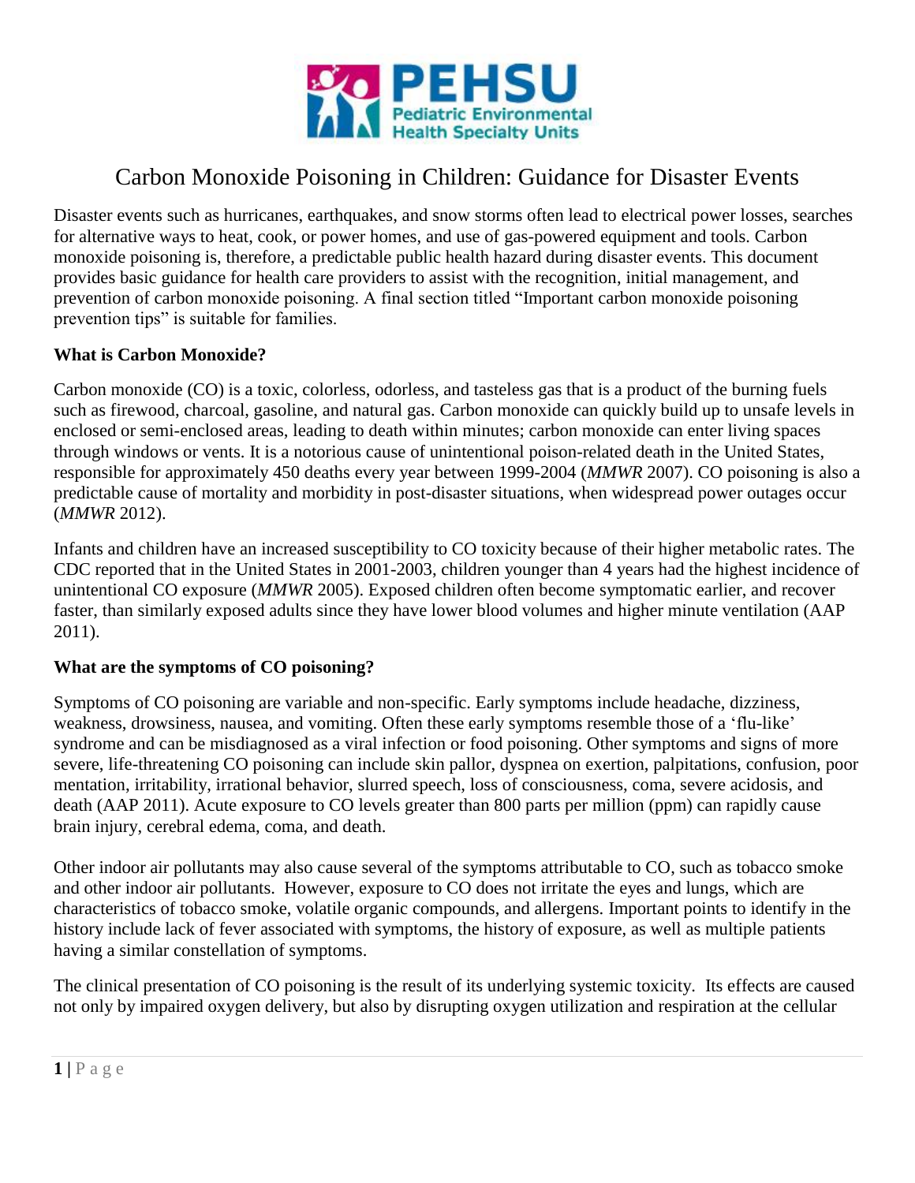# Carbon Monoxide Poisoning in Children: Guidance for Disaster Events

Disaster events such as hurricanes, earthquakes, and snow storms often lead to electrical power losses, searches for alternative ways to heat, cook, or power homes, and use of gas-powered equipment and tools. Carbon monoxide poisoning is, therefore, a predictable public health hazard during disaster events. This document provides basic guidance for health care providers to assist with the recognition, initial management, and prevention of carbon monoxide poisoning. A final section titled "Important carbon monoxide poisoning prevention tips" is suitable for families.

**What is Carbon Monoxide?**

Carbon monoxide (CO) is a toxic, colorless, odorless, and tasteless gas that is a product of the burning fuels such as firewood, charcoal, gasoline, and natural gas. Carbon monoxide can quickly build up to unsafe levels in enclosed or semi-enclosed areas, leading to death within minutes; carbon monoxide can enter living spaces through windows or vents. It is a notorious cause of unintentional poison-related death in the United States, responsible for approximately 450 deaths every year between 1999-2004 (*MMWR* 2007). CO poisoning is also a predictable cause of mortality and morbidity in post-disaster situations, when widespread power outages occur (*MMWR* 2012).

Infants and children have an increased susceptibility to CO toxicity because of their higher metabolic rates. The CDC reported that in the United States in 2001-2003, children younger than 4 years had the highest incidence of unintentional CO exposure (*MMWR* 2005). Exposed children often become symptomatic earlier, and recover faster, than similarly exposed adults since they have lower blood volumes and higher minute ventilation (AAP 2011).

**What are the symptoms of CO poisoning?**

Symptoms of CO poisoning are variable and non-specific. Early symptoms include headache, dizziness, weakness, drowsiness, nausea, and vomiting. Often these early symptoms resemble those of a 'flu-like' syndrome and can be misdiagnosed as a viral infection or food poisoning. Other symptoms and signs of more severe, life-threatening CO poisoning can include skin pallor, dyspnea on exertion, palpitations, confusion, poor mentation, irritability, irrational behavior, slurred speech, loss of consciousness, coma, severe acidosis, and death (AAP 2011). Acute exposure to CO levels greater than 800 parts per million (ppm) can rapidly cause brain injury, cerebral edema, coma, and death.

Other indoor air pollutants may also cause several of the symptoms attributable to CO, such as tobacco smoke and other indoor air pollutants. However, exposure to CO does not irritate the eyes and lungs, which are characteristics of tobacco smoke, volatile organic compounds, and allergens. Important points to identify in the history include lack of fever associated with symptoms, the history of exposure, as well as multiple patients having a similar constellation of symptoms.

The clinical presentation of CO poisoning is the result of its underlying systemic toxicity. Its effects are caused not only by impaired oxygen delivery, but also by disrupting oxygen utilization and respiration at the cellular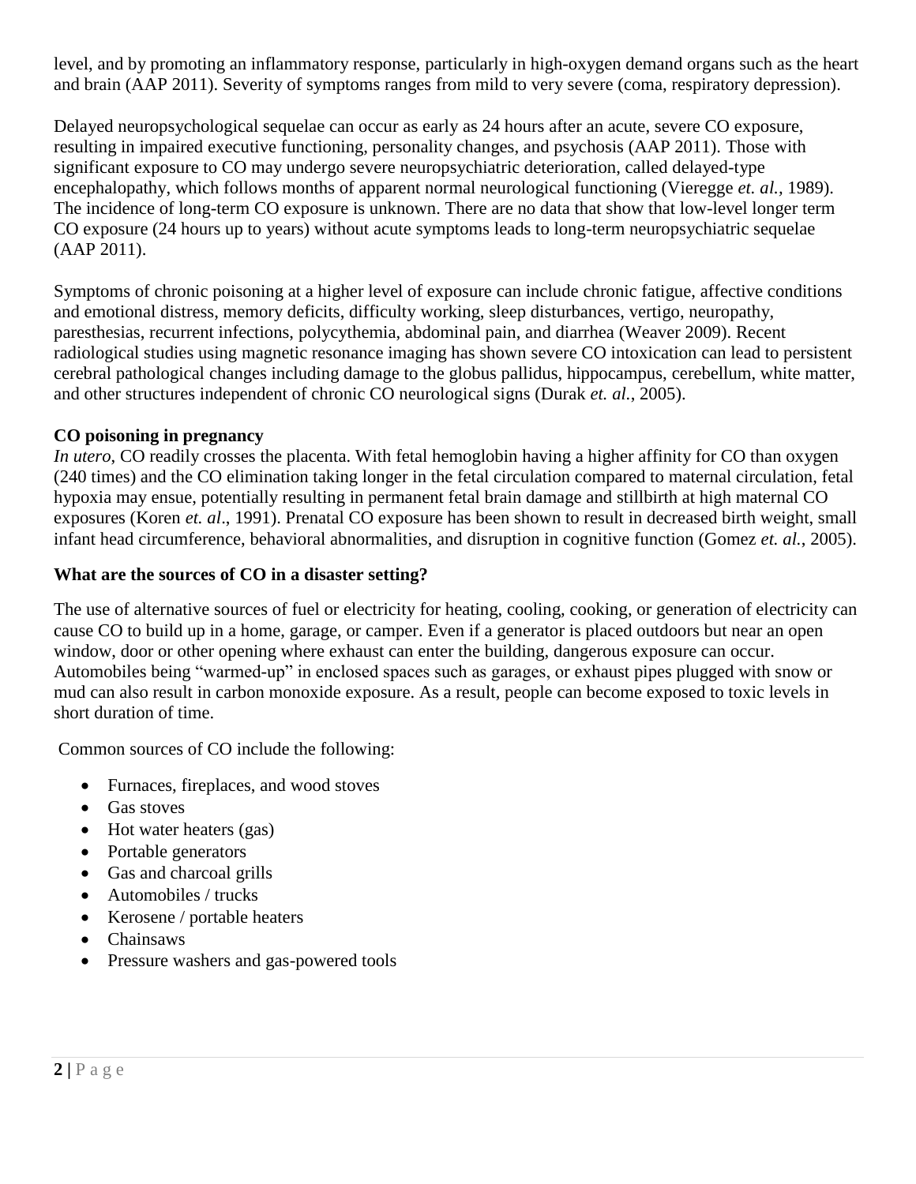level, and by promoting an inflammatory response, particularly in high-oxygen demand organs such as the heart and brain (AAP 2011). Severity of symptoms ranges from mild to very severe (coma, respiratory depression).

Delayed neuropsychological sequelae can occur as early as 24 hours after an acute, severe CO exposure, resulting in impaired executive functioning, personality changes, and psychosis (AAP 2011). Those with significant exposure to CO may undergo severe neuropsychiatric deterioration, called delayed-type encephalopathy, which follows months of apparent normal neurological functioning (Vieregge *et. al.*, 1989). The incidence of long-term CO exposure is unknown. There are no data that show that low-level longer term CO exposure (24 hours up to years) without acute symptoms leads to long-term neuropsychiatric sequelae (AAP 2011).

Symptoms of chronic poisoning at a higher level of exposure can include chronic fatigue, affective conditions and emotional distress, memory deficits, difficulty working, sleep disturbances, vertigo, neuropathy, paresthesias, recurrent infections, polycythemia, abdominal pain, and diarrhea (Weaver 2009). Recent radiological studies using magnetic resonance imaging has shown severe CO intoxication can lead to persistent cerebral pathological changes including damage to the globus pallidus, hippocampus, cerebellum, white matter, and other structures independent of chronic CO neurological signs (Durak *et. al.*, 2005).

**CO poisoning in pregnancy**

*In utero*, CO readily crosses the placenta. With fetal hemoglobin having a higher affinity for CO than oxygen (240 times) and the CO elimination taking longer in the fetal circulation compared to maternal circulation, fetal hypoxia may ensue, potentially resulting in permanent fetal brain damage and stillbirth at high maternal CO exposures (Koren *et. al*., 1991). Prenatal CO exposure has been shown to result in decreased birth weight, small infant head circumference, behavioral abnormalities, and disruption in cognitive function (Gomez *et. al.*, 2005).

**What are the sources of CO in a disaster setting?**

The use of alternative sources of fuel or electricity for heating, cooling, cooking, or generation of electricity can cause CO to build up in a home, garage, or camper. Even if a generator is placed outdoors but near an open window, door or other opening where exhaust can enter the building, dangerous exposure can occur. Automobiles being "warmed-up" in enclosed spaces such as garages, or exhaust pipes plugged with snow or mud can also result in carbon monoxide exposure. As a result, people can become exposed to toxic levels in short duration of time.

Common sources of CO include the following:

- Furnaces, fireplaces, and wood stoves
- Gas stoves
- Hot water heaters (gas)
- Portable generators
- Gas and charcoal grills
- Automobiles / trucks
- Kerosene / portable heaters
- Chainsaws
- Pressure washers and gas-powered tools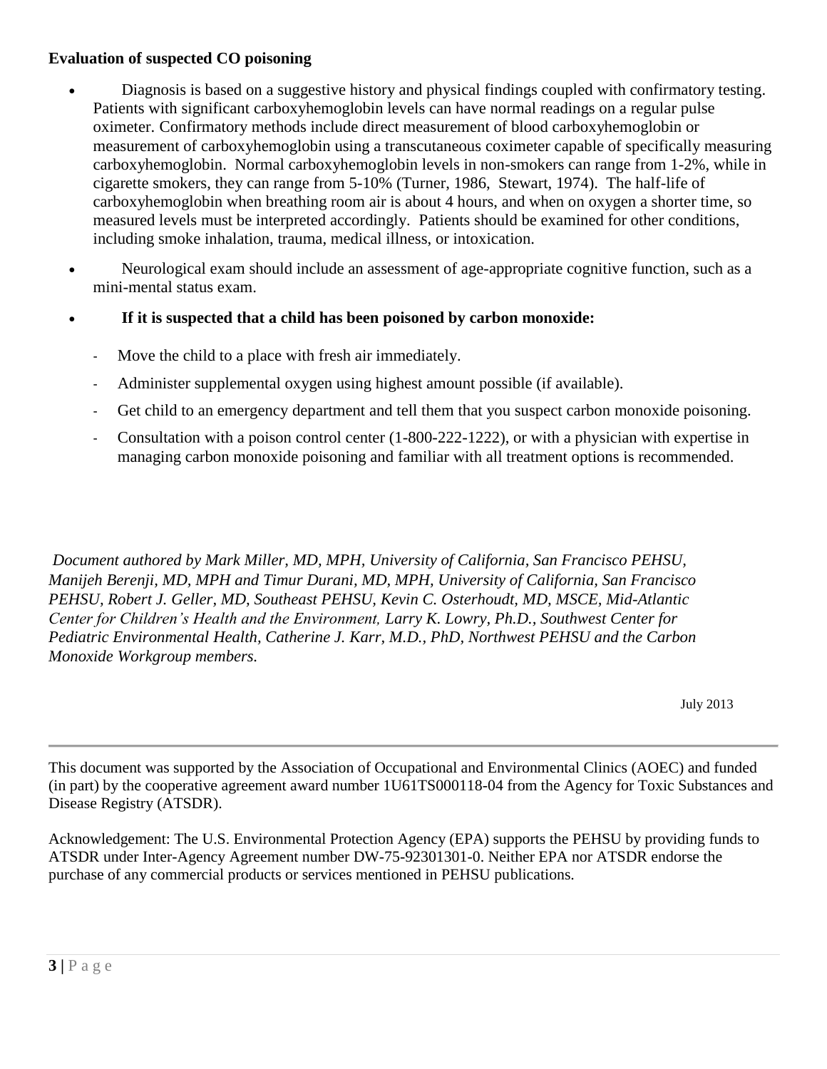**Evaluation of suspected CO poisoning**

- Diagnosis is based on a suggestive history and physical findings coupled with confirmatory testing. Patients with significant carboxyhemoglobin levels can have normal readings on a regular pulse oximeter. Confirmatory methods include direct measurement of blood carboxyhemoglobin or measurement of carboxyhemoglobin using a transcutaneous coximeter capable of specifically measuring carboxyhemoglobin. Normal carboxyhemoglobin levels in non-smokers can range from 1-2%, while in cigarette smokers, they can range from 5-10% (Turner, 1986, Stewart, 1974). The half-life of carboxyhemoglobin when breathing room air is about 4 hours, and when on oxygen a shorter time, so measured levels must be interpreted accordingly. Patients should be examined for other conditions, including smoke inhalation, trauma, medical illness, or intoxication.
- Neurological exam should include an assessment of age-appropriate cognitive function, such as a mini-mental status exam.
- **If it is suspected that a child has been poisoned by carbon monoxide:**
  - Move the child to a place with fresh air immediately.
  - Administer supplemental oxygen using highest amount possible (if available).
  - Get child to an emergency department and tell them that you suspect carbon monoxide poisoning.
  - Consultation with a poison control center (1-800-222-1222), or with a physician with expertise in managing carbon monoxide poisoning and familiar with all treatment options is recommended.

*Document authored by Mark Miller, MD, MPH, University of California, San Francisco PEHSU, Manijeh Berenji, MD, MPH and Timur Durani, MD, MPH, University of California, San Francisco PEHSU, Robert J. Geller, MD, Southeast PEHSU, Kevin C. Osterhoudt, MD, MSCE, Mid-Atlantic Center for Children's Health and the Environment, Larry K. Lowry, Ph.D., Southwest Center for Pediatric Environmental Health, Catherine J. Karr, M.D., PhD, Northwest PEHSU and the Carbon Monoxide Workgroup members.*

July 2013

---

This document was supported by the Association of Occupational and Environmental Clinics (AOEC) and funded (in part) by the cooperative agreement award number 1U61TS000118-04 from the Agency for Toxic Substances and Disease Registry (ATSDR).

Acknowledgement: The U.S. Environmental Protection Agency (EPA) supports the PEHSU by providing funds to ATSDR under Inter-Agency Agreement number DW-75-92301301-0. Neither EPA nor ATSDR endorse the purchase of any commercial products or services mentioned in PEHSU publications.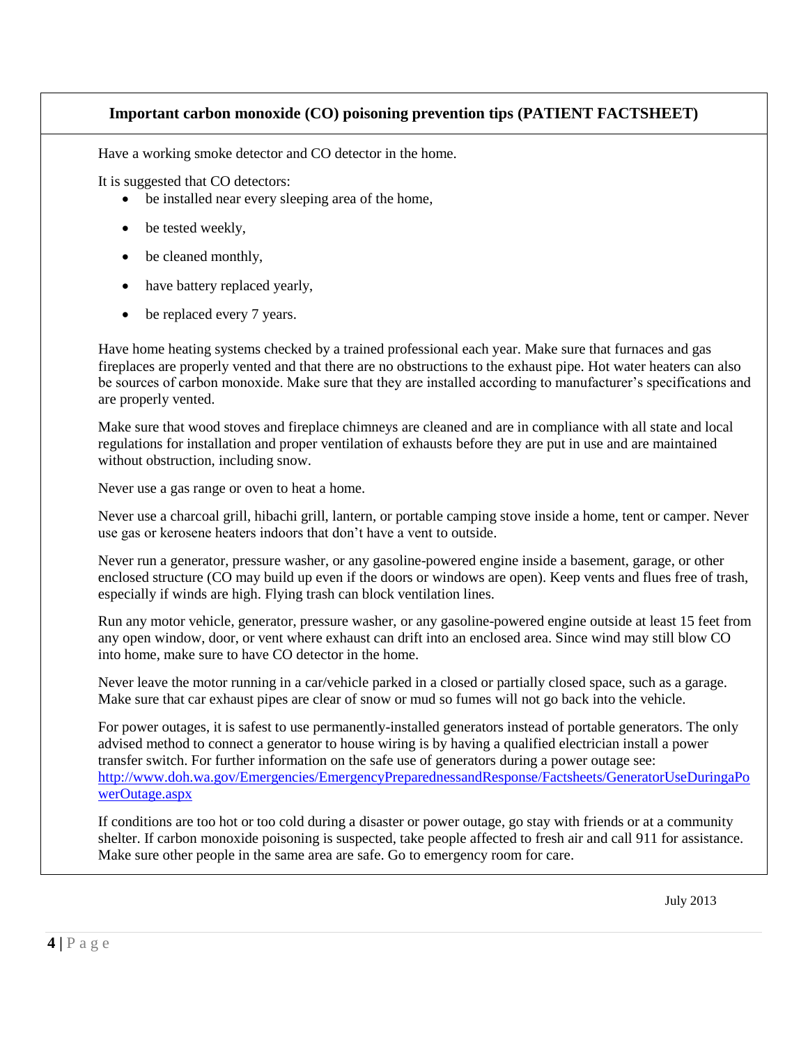## Important carbon monoxide (CO) poisoning prevention tips (PATIENT FACTSHEET)

Have a working smoke detector and CO detector in the home.

It is suggested that CO detectors:

- be installed near every sleeping area of the home,
- be tested weekly,
- be cleaned monthly,
- have battery replaced yearly,
- be replaced every 7 years.

Have home heating systems checked by a trained professional each year. Make sure that furnaces and gas fireplaces are properly vented and that there are no obstructions to the exhaust pipe. Hot water heaters can also be sources of carbon monoxide. Make sure that they are installed according to manufacturer's specifications and are properly vented.

Make sure that wood stoves and fireplace chimneys are cleaned and are in compliance with all state and local regulations for installation and proper ventilation of exhausts before they are put in use and are maintained without obstruction, including snow.

Never use a gas range or oven to heat a home.

Never use a charcoal grill, hibachi grill, lantern, or portable camping stove inside a home, tent or camper. Never use gas or kerosene heaters indoors that don't have a vent to outside.

Never run a generator, pressure washer, or any gasoline-powered engine inside a basement, garage, or other enclosed structure (CO may build up even if the doors or windows are open). Keep vents and flues free of trash, especially if winds are high. Flying trash can block ventilation lines.

Run any motor vehicle, generator, pressure washer, or any gasoline-powered engine outside at least 15 feet from any open window, door, or vent where exhaust can drift into an enclosed area. Since wind may still blow CO into home, make sure to have CO detector in the home.

Never leave the motor running in a car/vehicle parked in a closed or partially closed space, such as a garage. Make sure that car exhaust pipes are clear of snow or mud so fumes will not go back into the vehicle.

For power outages, it is safest to use permanently-installed generators instead of portable generators. The only advised method to connect a generator to house wiring is by having a qualified electrician install a power transfer switch. For further information on the safe use of generators during a power outage see: [http://www.doh.wa.gov/Emergencies/EmergencyPreparednessandResponse/Factsheets/GeneratorUseDuringaPowerOutage.aspx](http://www.doh.wa.gov/Emergencies/EmergencyPreparednessandResponse/Factsheets/GeneratorUseDuringaPowerOutage.aspx)

If conditions are too hot or too cold during a disaster or power outage, go stay with friends or at a community shelter. If carbon monoxide poisoning is suspected, take people affected to fresh air and call 911 for assistance. Make sure other people in the same area are safe. Go to emergency room for care.

July 2013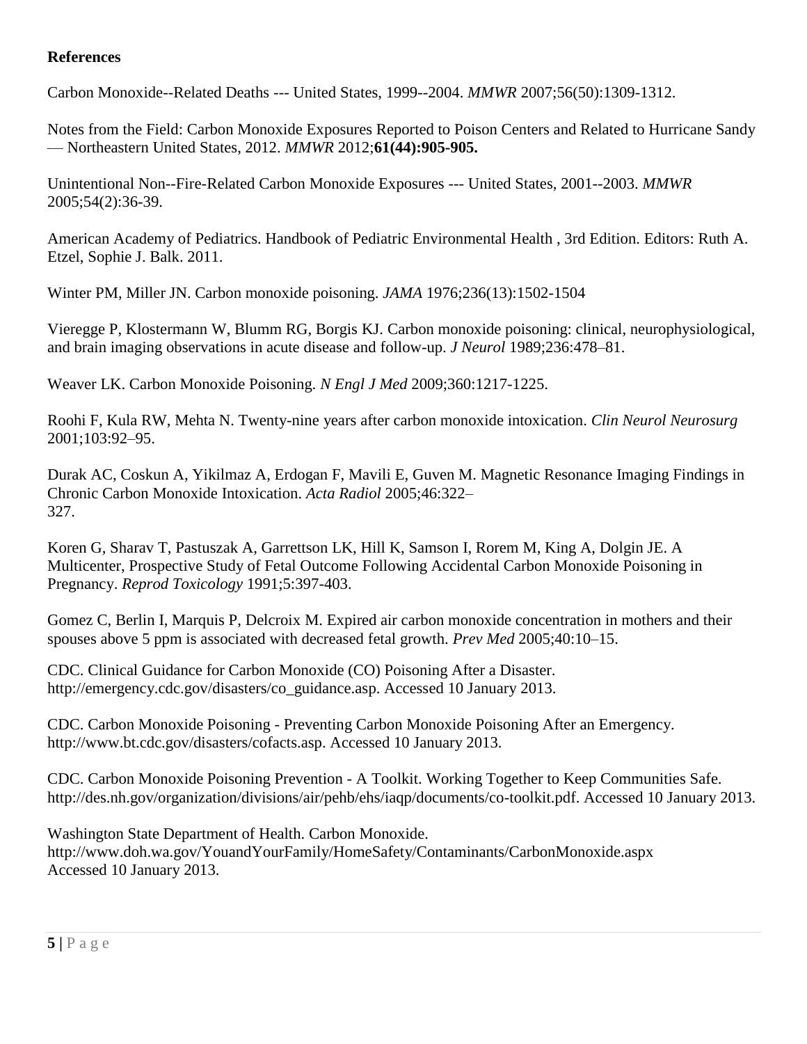**References**

Carbon Monoxide--Related Deaths --- United States, 1999--2004. *MMWR* 2007;56(50):1309-1312.

Notes from the Field: Carbon Monoxide Exposures Reported to Poison Centers and Related to Hurricane Sandy — Northeastern United States, 2012. *MMWR* 2012;**61(44):905-905.**

Unintentional Non--Fire-Related Carbon Monoxide Exposures --- United States, 2001--2003. *MMWR* 2005;54(2):36-39.

American Academy of Pediatrics. Handbook of Pediatric Environmental Health , 3rd Edition. Editors: Ruth A. Etzel, Sophie J. Balk. 2011.

Winter PM, Miller JN. Carbon monoxide poisoning. *JAMA* 1976;236(13):1502-1504

Vieregge P, Klostermann W, Blumm RG, Borgis KJ. Carbon monoxide poisoning: clinical, neurophysiological, and brain imaging observations in acute disease and follow-up. *J Neurol* 1989;236:478–81.

Weaver LK. Carbon Monoxide Poisoning. *N Engl J Med* 2009;360:1217-1225.

Roohi F, Kula RW, Mehta N. Twenty-nine years after carbon monoxide intoxication. *Clin Neurol Neurosurg* 2001;103:92–95.

Durak AC, Coskun A, Yikilmaz A, Erdogan F, Mavili E, Guven M. Magnetic Resonance Imaging Findings in Chronic Carbon Monoxide Intoxication. *Acta Radiol* 2005;46:322–327.

Koren G, Sharav T, Pastuszak A, Garrettson LK, Hill K, Samson I, Rorem M, King A, Dolgin JE. A Multicenter, Prospective Study of Fetal Outcome Following Accidental Carbon Monoxide Poisoning in Pregnancy. *Reprod Toxicology* 1991;5:397-403.

Gomez C, Berlin I, Marquis P, Delcroix M. Expired air carbon monoxide concentration in mothers and their spouses above 5 ppm is associated with decreased fetal growth. *Prev Med* 2005;40:10–15.

CDC. Clinical Guidance for Carbon Monoxide (CO) Poisoning After a Disaster. http://emergency.cdc.gov/disasters/co_guidance.asp. Accessed 10 January 2013.

CDC. Carbon Monoxide Poisoning - Preventing Carbon Monoxide Poisoning After an Emergency. http://www.bt.cdc.gov/disasters/cofacts.asp. Accessed 10 January 2013.

CDC. Carbon Monoxide Poisoning Prevention - A Toolkit. Working Together to Keep Communities Safe. http://des.nh.gov/organization/divisions/air/pehb/ehs/iaqp/documents/co-toolkit.pdf. Accessed 10 January 2013.

Washington State Department of Health. Carbon Monoxide. http://www.doh.wa.gov/YouandYourFamily/HomeSafety/Contaminants/CarbonMonoxide.aspx Accessed 10 January 2013.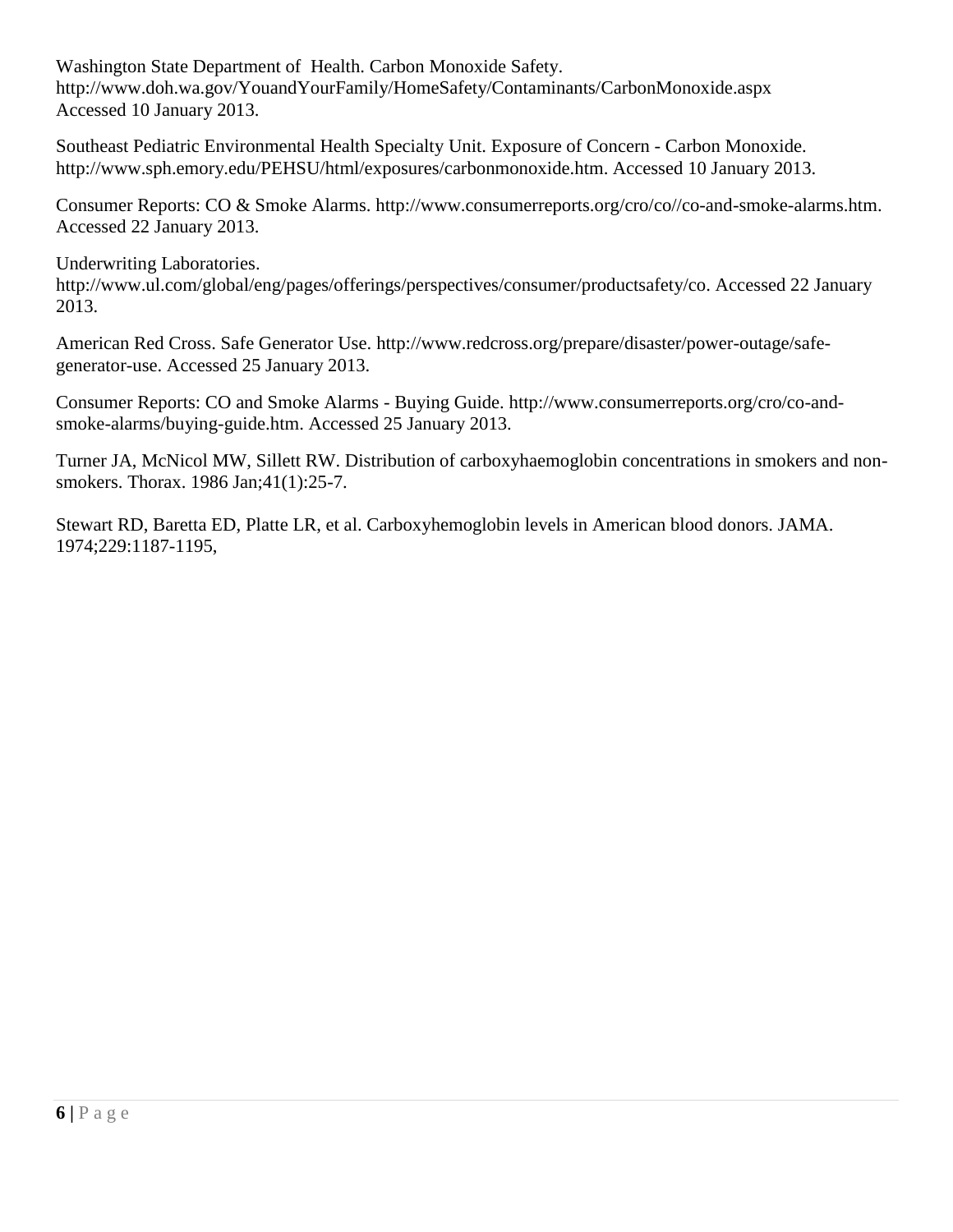Washington State Department of Health. Carbon Monoxide Safety. http://www.doh.wa.gov/YouandYourFamily/HomeSafety/Contaminants/CarbonMonoxide.aspx Accessed 10 January 2013.

Southeast Pediatric Environmental Health Specialty Unit. Exposure of Concern - Carbon Monoxide. http://www.sph.emory.edu/PEHSU/html/exposures/carbonmonoxide.htm. Accessed 10 January 2013.

Consumer Reports: CO & Smoke Alarms. http://www.consumerreports.org/cro/co//co-and-smoke-alarms.htm. Accessed 22 January 2013.

Underwriting Laboratories. http://www.ul.com/global/eng/pages/offerings/perspectives/consumer/productsafety/co. Accessed 22 January 2013.

American Red Cross. Safe Generator Use. http://www.redcross.org/prepare/disaster/power-outage/safe-generator-use. Accessed 25 January 2013.

Consumer Reports: CO and Smoke Alarms - Buying Guide. http://www.consumerreports.org/cro/co-and-smoke-alarms/buying-guide.htm. Accessed 25 January 2013.

Turner JA, McNicol MW, Sillett RW. Distribution of carboxyhaemoglobin concentrations in smokers and non-smokers. Thorax. 1986 Jan;41(1):25-7.

Stewart RD, Baretta ED, Platte LR, et al. Carboxyhemoglobin levels in American blood donors. JAMA. 1974;229:1187-1195,